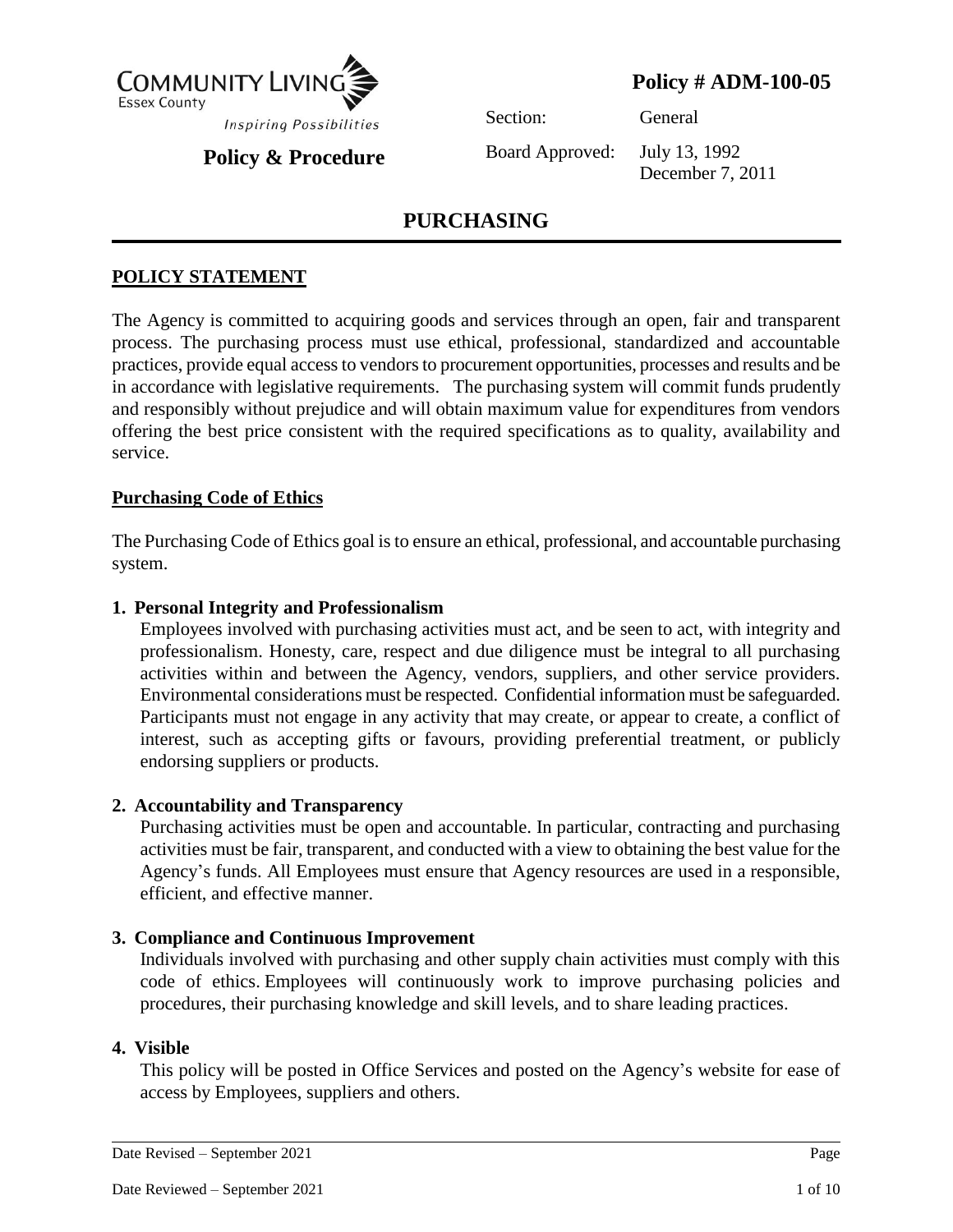**COMMUNITY LIVING**
Essex County
*Inspiring Possibilities*

**Policy & Procedure**

**Policy # ADM-100-05**

Section: General

Board Approved: July 13, 1992
December 7, 2011

# PURCHASING

## POLICY STATEMENT

The Agency is committed to acquiring goods and services through an open, fair and transparent process. The purchasing process must use ethical, professional, standardized and accountable practices, provide equal access to vendors to procurement opportunities, processes and results and be in accordance with legislative requirements. The purchasing system will commit funds prudently and responsibly without prejudice and will obtain maximum value for expenditures from vendors offering the best price consistent with the required specifications as to quality, availability and service.

### Purchasing Code of Ethics

The Purchasing Code of Ethics goal is to ensure an ethical, professional, and accountable purchasing system.

**1. Personal Integrity and Professionalism**

Employees involved with purchasing activities must act, and be seen to act, with integrity and professionalism. Honesty, care, respect and due diligence must be integral to all purchasing activities within and between the Agency, vendors, suppliers, and other service providers. Environmental considerations must be respected. Confidential information must be safeguarded. Participants must not engage in any activity that may create, or appear to create, a conflict of interest, such as accepting gifts or favours, providing preferential treatment, or publicly endorsing suppliers or products.

**2. Accountability and Transparency**

Purchasing activities must be open and accountable. In particular, contracting and purchasing activities must be fair, transparent, and conducted with a view to obtaining the best value for the Agency's funds. All Employees must ensure that Agency resources are used in a responsible, efficient, and effective manner.

**3. Compliance and Continuous Improvement**

Individuals involved with purchasing and other supply chain activities must comply with this code of ethics. Employees will continuously work to improve purchasing policies and procedures, their purchasing knowledge and skill levels, and to share leading practices.

**4. Visible**

This policy will be posted in Office Services and posted on the Agency's website for ease of access by Employees, suppliers and others.

Date Revised – September 2021

Date Reviewed – September 2021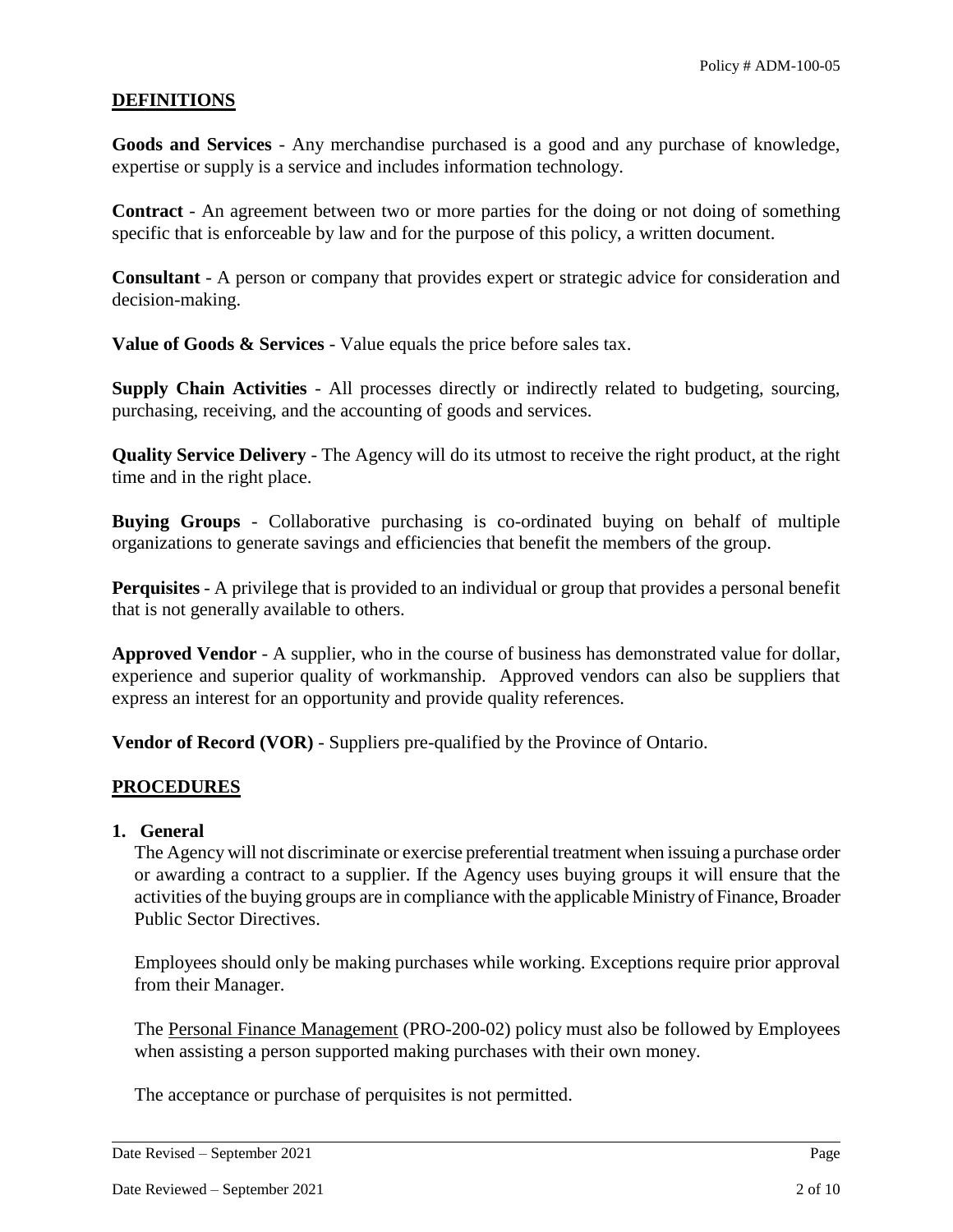## DEFINITIONS

**Goods and Services** - Any merchandise purchased is a good and any purchase of knowledge, expertise or supply is a service and includes information technology.

**Contract** - An agreement between two or more parties for the doing or not doing of something specific that is enforceable by law and for the purpose of this policy, a written document.

**Consultant** - A person or company that provides expert or strategic advice for consideration and decision-making.

**Value of Goods & Services** - Value equals the price before sales tax.

**Supply Chain Activities** - All processes directly or indirectly related to budgeting, sourcing, purchasing, receiving, and the accounting of goods and services.

**Quality Service Delivery** - The Agency will do its utmost to receive the right product, at the right time and in the right place.

**Buying Groups** - Collaborative purchasing is co-ordinated buying on behalf of multiple organizations to generate savings and efficiencies that benefit the members of the group.

**Perquisites** - A privilege that is provided to an individual or group that provides a personal benefit that is not generally available to others.

**Approved Vendor** - A supplier, who in the course of business has demonstrated value for dollar, experience and superior quality of workmanship. Approved vendors can also be suppliers that express an interest for an opportunity and provide quality references.

**Vendor of Record (VOR)** - Suppliers pre-qualified by the Province of Ontario.

## PROCEDURES

### 1. General

The Agency will not discriminate or exercise preferential treatment when issuing a purchase order or awarding a contract to a supplier. If the Agency uses buying groups it will ensure that the activities of the buying groups are in compliance with the applicable Ministry of Finance, Broader Public Sector Directives.

Employees should only be making purchases while working. Exceptions require prior approval from their Manager.

The Personal Finance Management (PRO-200-02) policy must also be followed by Employees when assisting a person supported making purchases with their own money.

The acceptance or purchase of perquisites is not permitted.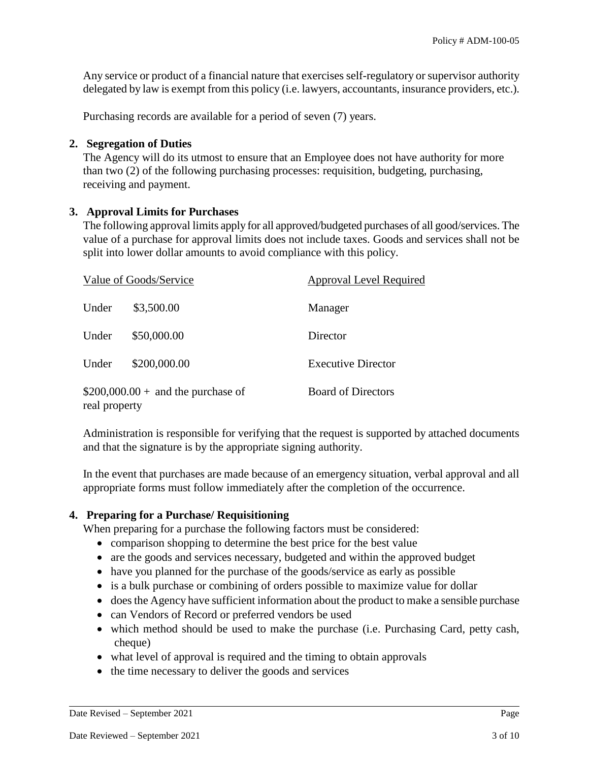Any service or product of a financial nature that exercises self-regulatory or supervisor authority delegated by law is exempt from this policy (i.e. lawyers, accountants, insurance providers, etc.).

Purchasing records are available for a period of seven (7) years.

**2. Segregation of Duties**

The Agency will do its utmost to ensure that an Employee does not have authority for more than two (2) of the following purchasing processes: requisition, budgeting, purchasing, receiving and payment.

**3. Approval Limits for Purchases**

The following approval limits apply for all approved/budgeted purchases of all good/services. The value of a purchase for approval limits does not include taxes. Goods and services shall not be split into lower dollar amounts to avoid compliance with this policy.

| Value of Goods/Service | Approval Level Required |
|---|---|
| Under $3,500.00 | Manager |
| Under $50,000.00 | Director |
| Under $200,000.00 | Executive Director |
| $200,000.00 + and the purchase of real property | Board of Directors |

Administration is responsible for verifying that the request is supported by attached documents and that the signature is by the appropriate signing authority.

In the event that purchases are made because of an emergency situation, verbal approval and all appropriate forms must follow immediately after the completion of the occurrence.

**4. Preparing for a Purchase/ Requisitioning**

When preparing for a purchase the following factors must be considered:

- comparison shopping to determine the best price for the best value
- are the goods and services necessary, budgeted and within the approved budget
- have you planned for the purchase of the goods/service as early as possible
- is a bulk purchase or combining of orders possible to maximize value for dollar
- does the Agency have sufficient information about the product to make a sensible purchase
- can Vendors of Record or preferred vendors be used
- which method should be used to make the purchase (i.e. Purchasing Card, petty cash, cheque)
- what level of approval is required and the timing to obtain approvals
- the time necessary to deliver the goods and services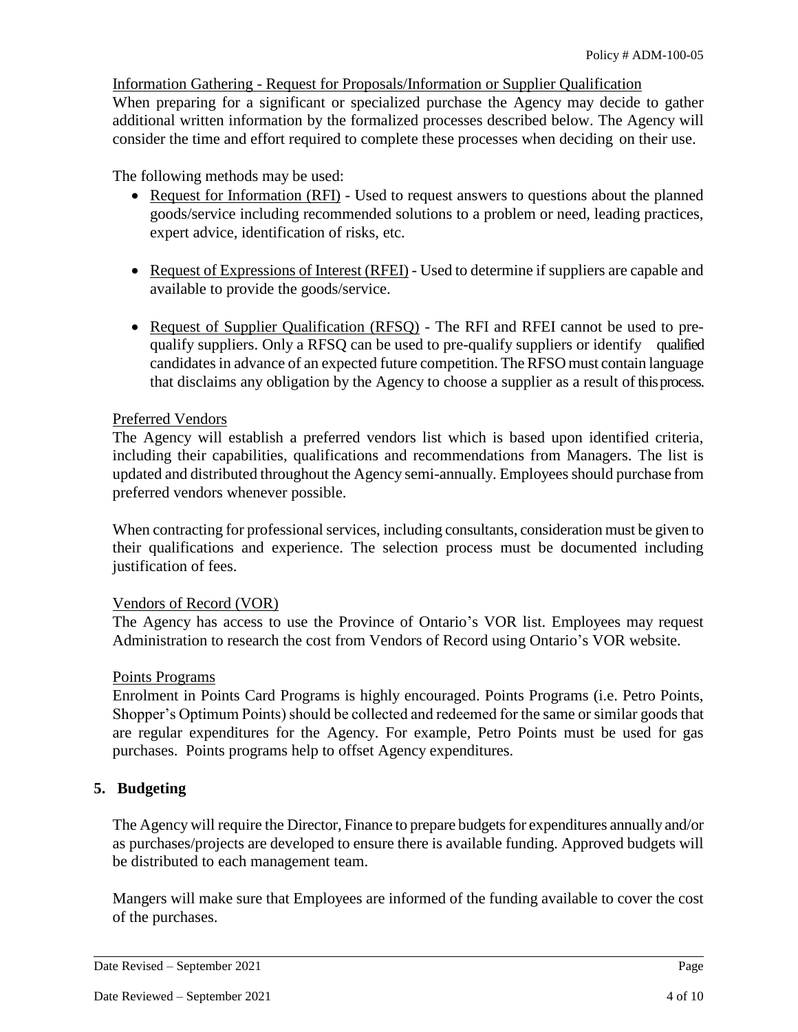Information Gathering - Request for Proposals/Information or Supplier Qualification

When preparing for a significant or specialized purchase the Agency may decide to gather additional written information by the formalized processes described below. The Agency will consider the time and effort required to complete these processes when deciding on their use.

The following methods may be used:

- Request for Information (RFI) - Used to request answers to questions about the planned goods/service including recommended solutions to a problem or need, leading practices, expert advice, identification of risks, etc.
- Request of Expressions of Interest (RFEI) - Used to determine if suppliers are capable and available to provide the goods/service.
- Request of Supplier Qualification (RFSQ) - The RFI and RFEI cannot be used to pre-qualify suppliers. Only a RFSQ can be used to pre-qualify suppliers or identify qualified candidates in advance of an expected future competition. The RFSO must contain language that disclaims any obligation by the Agency to choose a supplier as a result of this process.

Preferred Vendors

The Agency will establish a preferred vendors list which is based upon identified criteria, including their capabilities, qualifications and recommendations from Managers. The list is updated and distributed throughout the Agency semi-annually. Employees should purchase from preferred vendors whenever possible.

When contracting for professional services, including consultants, consideration must be given to their qualifications and experience. The selection process must be documented including justification of fees.

Vendors of Record (VOR)

The Agency has access to use the Province of Ontario's VOR list. Employees may request Administration to research the cost from Vendors of Record using Ontario's VOR website.

Points Programs

Enrolment in Points Card Programs is highly encouraged. Points Programs (i.e. Petro Points, Shopper's Optimum Points) should be collected and redeemed for the same or similar goods that are regular expenditures for the Agency. For example, Petro Points must be used for gas purchases. Points programs help to offset Agency expenditures.

## 5. Budgeting

The Agency will require the Director, Finance to prepare budgets for expenditures annually and/or as purchases/projects are developed to ensure there is available funding. Approved budgets will be distributed to each management team.

Mangers will make sure that Employees are informed of the funding available to cover the cost of the purchases.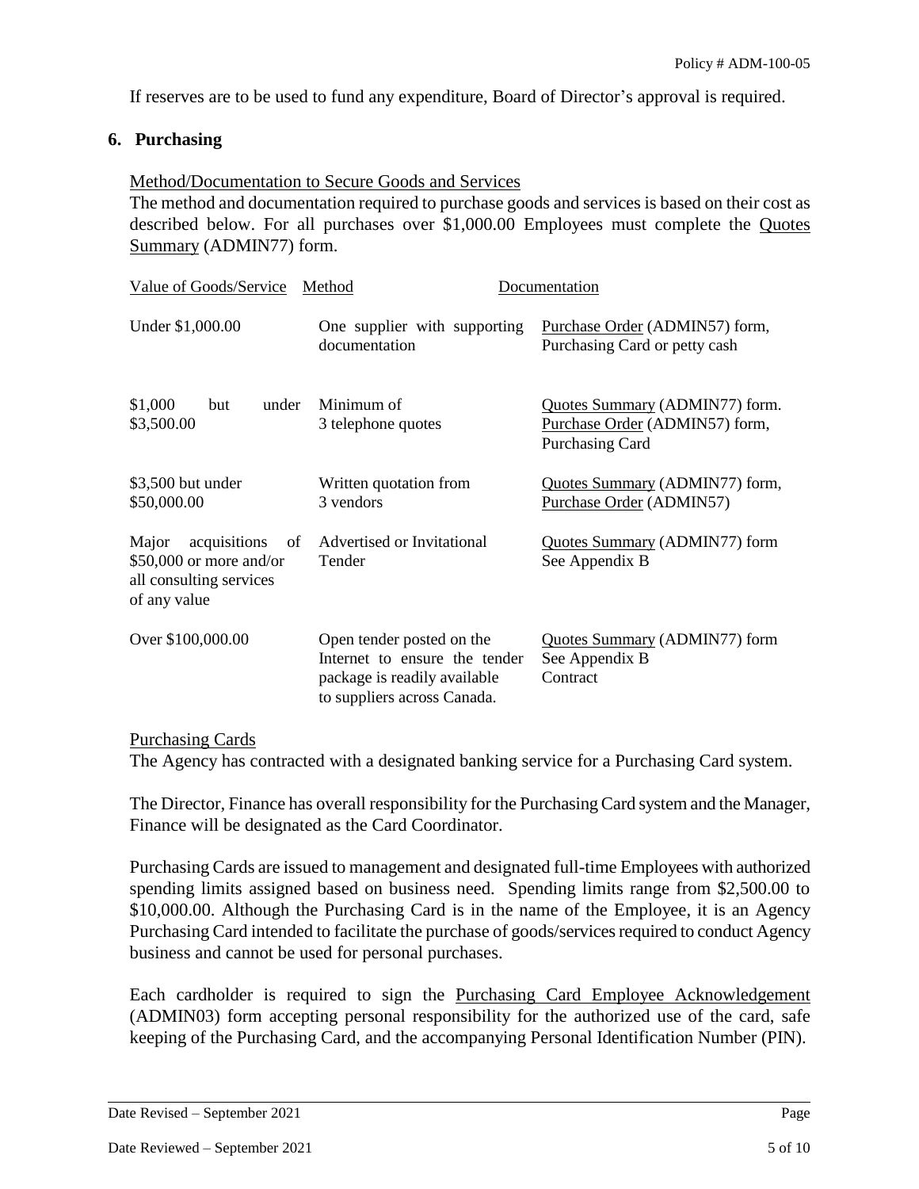If reserves are to be used to fund any expenditure, Board of Director's approval is required.

## 6. Purchasing

Method/Documentation to Secure Goods and Services

The method and documentation required to purchase goods and services is based on their cost as described below. For all purchases over $1,000.00 Employees must complete the Quotes Summary (ADMIN77) form.

| Value of Goods/Service | Method | Documentation |
|---|---|---|
| Under $1,000.00 | One supplier with supporting documentation | Purchase Order (ADMIN57) form, Purchasing Card or petty cash |
| $1,000 but under $3,500.00 | Minimum of 3 telephone quotes | Quotes Summary (ADMIN77) form. Purchase Order (ADMIN57) form, Purchasing Card |
| $3,500 but under $50,000.00 | Written quotation from 3 vendors | Quotes Summary (ADMIN77) form, Purchase Order (ADMIN57) |
| Major acquisitions of $50,000 or more and/or all consulting services of any value | Advertised or Invitational Tender | Quotes Summary (ADMIN77) form See Appendix B |
| Over $100,000.00 | Open tender posted on the Internet to ensure the tender package is readily available to suppliers across Canada. | Quotes Summary (ADMIN77) form See Appendix B Contract |

Purchasing Cards

The Agency has contracted with a designated banking service for a Purchasing Card system.

The Director, Finance has overall responsibility for the Purchasing Card system and the Manager, Finance will be designated as the Card Coordinator.

Purchasing Cards are issued to management and designated full-time Employees with authorized spending limits assigned based on business need. Spending limits range from $2,500.00 to $10,000.00. Although the Purchasing Card is in the name of the Employee, it is an Agency Purchasing Card intended to facilitate the purchase of goods/services required to conduct Agency business and cannot be used for personal purchases.

Each cardholder is required to sign the Purchasing Card Employee Acknowledgement (ADMIN03) form accepting personal responsibility for the authorized use of the card, safe keeping of the Purchasing Card, and the accompanying Personal Identification Number (PIN).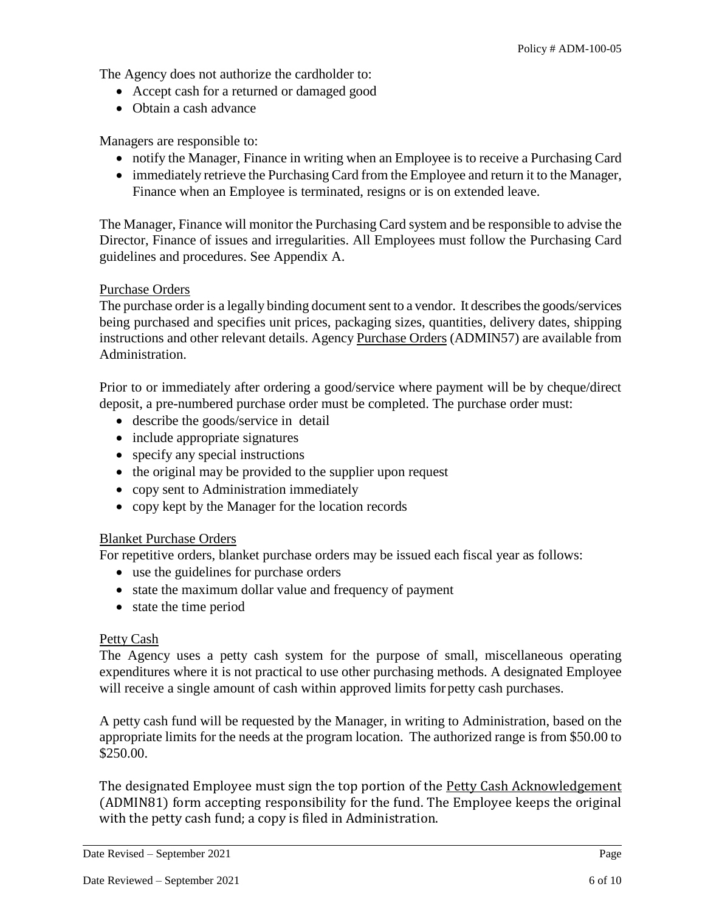The Agency does not authorize the cardholder to:

- Accept cash for a returned or damaged good
- Obtain a cash advance

Managers are responsible to:

- notify the Manager, Finance in writing when an Employee is to receive a Purchasing Card
- immediately retrieve the Purchasing Card from the Employee and return it to the Manager, Finance when an Employee is terminated, resigns or is on extended leave.

The Manager, Finance will monitor the Purchasing Card system and be responsible to advise the Director, Finance of issues and irregularities. All Employees must follow the Purchasing Card guidelines and procedures. See Appendix A.

### Purchase Orders

The purchase order is a legally binding document sent to a vendor. It describes the goods/services being purchased and specifies unit prices, packaging sizes, quantities, delivery dates, shipping instructions and other relevant details. Agency Purchase Orders (ADMIN57) are available from Administration.

Prior to or immediately after ordering a good/service where payment will be by cheque/direct deposit, a pre-numbered purchase order must be completed. The purchase order must:

- describe the goods/service in detail
- include appropriate signatures
- specify any special instructions
- the original may be provided to the supplier upon request
- copy sent to Administration immediately
- copy kept by the Manager for the location records

### Blanket Purchase Orders

For repetitive orders, blanket purchase orders may be issued each fiscal year as follows:

- use the guidelines for purchase orders
- state the maximum dollar value and frequency of payment
- state the time period

### Petty Cash

The Agency uses a petty cash system for the purpose of small, miscellaneous operating expenditures where it is not practical to use other purchasing methods. A designated Employee will receive a single amount of cash within approved limits for petty cash purchases.

A petty cash fund will be requested by the Manager, in writing to Administration, based on the appropriate limits for the needs at the program location. The authorized range is from $50.00 to $250.00.

The designated Employee must sign the top portion of the Petty Cash Acknowledgement (ADMIN81) form accepting responsibility for the fund. The Employee keeps the original with the petty cash fund; a copy is filed in Administration.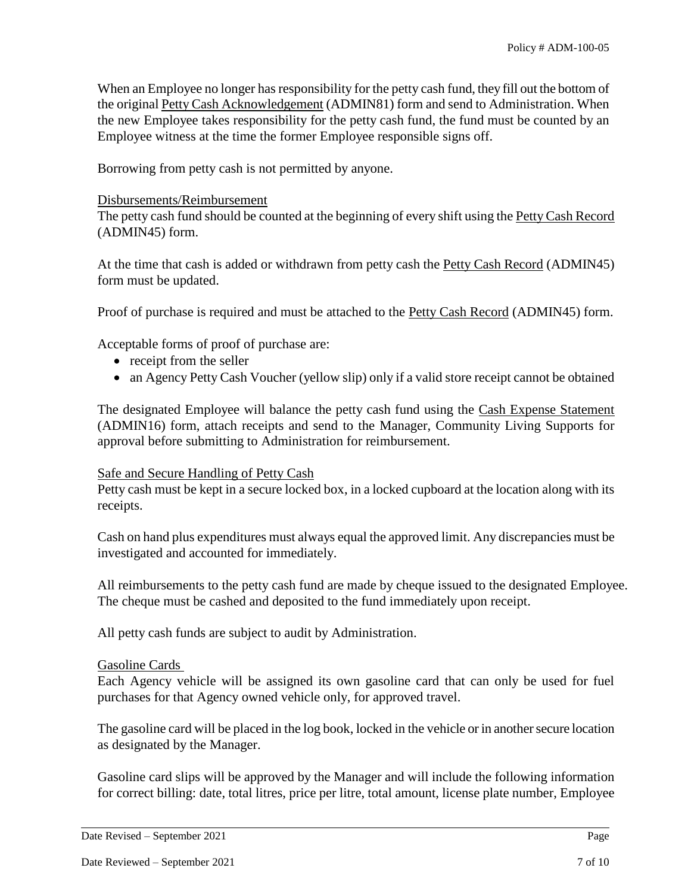When an Employee no longer has responsibility for the petty cash fund, they fill out the bottom of the original Petty Cash Acknowledgement (ADMIN81) form and send to Administration. When the new Employee takes responsibility for the petty cash fund, the fund must be counted by an Employee witness at the time the former Employee responsible signs off.

Borrowing from petty cash is not permitted by anyone.

Disbursements/Reimbursement

The petty cash fund should be counted at the beginning of every shift using the Petty Cash Record (ADMIN45) form.

At the time that cash is added or withdrawn from petty cash the Petty Cash Record (ADMIN45) form must be updated.

Proof of purchase is required and must be attached to the Petty Cash Record (ADMIN45) form.

Acceptable forms of proof of purchase are:

- receipt from the seller
- an Agency Petty Cash Voucher (yellow slip) only if a valid store receipt cannot be obtained

The designated Employee will balance the petty cash fund using the Cash Expense Statement (ADMIN16) form, attach receipts and send to the Manager, Community Living Supports for approval before submitting to Administration for reimbursement.

Safe and Secure Handling of Petty Cash

Petty cash must be kept in a secure locked box, in a locked cupboard at the location along with its receipts.

Cash on hand plus expenditures must always equal the approved limit. Any discrepancies must be investigated and accounted for immediately.

All reimbursements to the petty cash fund are made by cheque issued to the designated Employee. The cheque must be cashed and deposited to the fund immediately upon receipt.

All petty cash funds are subject to audit by Administration.

Gasoline Cards

Each Agency vehicle will be assigned its own gasoline card that can only be used for fuel purchases for that Agency owned vehicle only, for approved travel.

The gasoline card will be placed in the log book, locked in the vehicle or in another secure location as designated by the Manager.

Gasoline card slips will be approved by the Manager and will include the following information for correct billing: date, total litres, price per litre, total amount, license plate number, Employee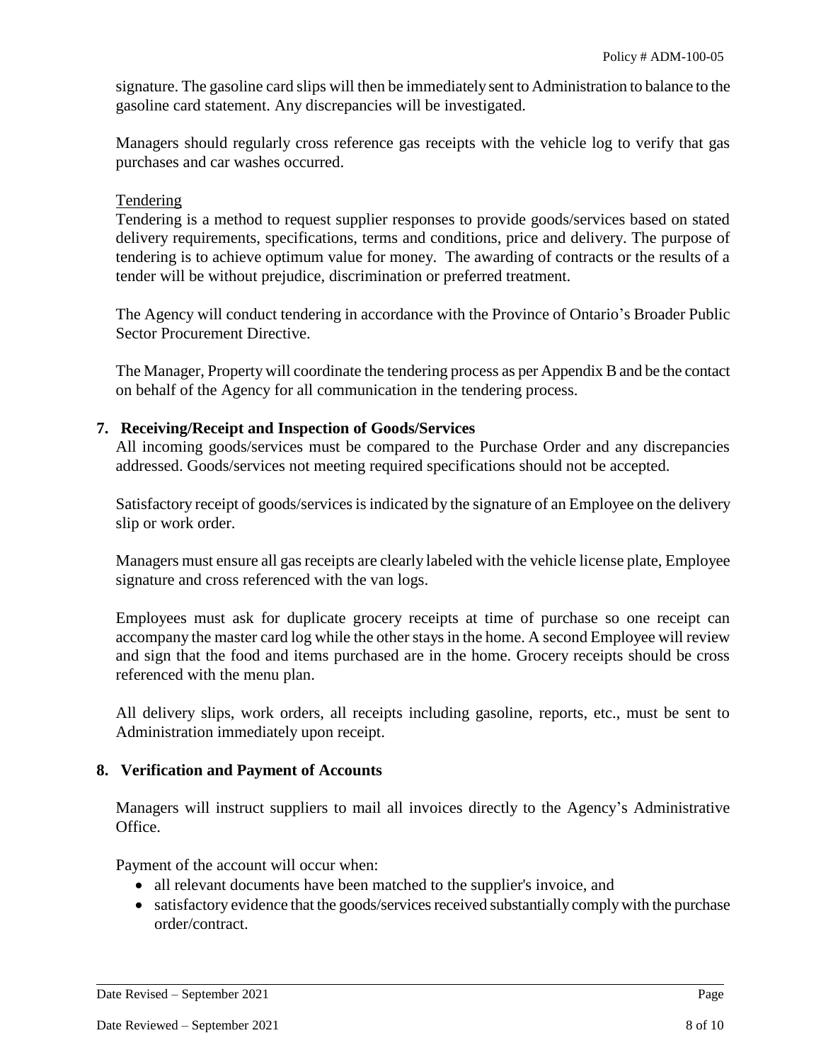signature. The gasoline card slips will then be immediately sent to Administration to balance to the gasoline card statement. Any discrepancies will be investigated.

Managers should regularly cross reference gas receipts with the vehicle log to verify that gas purchases and car washes occurred.

Tendering

Tendering is a method to request supplier responses to provide goods/services based on stated delivery requirements, specifications, terms and conditions, price and delivery. The purpose of tendering is to achieve optimum value for money. The awarding of contracts or the results of a tender will be without prejudice, discrimination or preferred treatment.

The Agency will conduct tendering in accordance with the Province of Ontario's Broader Public Sector Procurement Directive.

The Manager, Property will coordinate the tendering process as per Appendix B and be the contact on behalf of the Agency for all communication in the tendering process.

## 7. Receiving/Receipt and Inspection of Goods/Services

All incoming goods/services must be compared to the Purchase Order and any discrepancies addressed. Goods/services not meeting required specifications should not be accepted.

Satisfactory receipt of goods/services is indicated by the signature of an Employee on the delivery slip or work order.

Managers must ensure all gas receipts are clearly labeled with the vehicle license plate, Employee signature and cross referenced with the van logs.

Employees must ask for duplicate grocery receipts at time of purchase so one receipt can accompany the master card log while the other stays in the home. A second Employee will review and sign that the food and items purchased are in the home. Grocery receipts should be cross referenced with the menu plan.

All delivery slips, work orders, all receipts including gasoline, reports, etc., must be sent to Administration immediately upon receipt.

## 8. Verification and Payment of Accounts

Managers will instruct suppliers to mail all invoices directly to the Agency's Administrative Office.

Payment of the account will occur when:

- all relevant documents have been matched to the supplier's invoice, and
- satisfactory evidence that the goods/services received substantially comply with the purchase order/contract.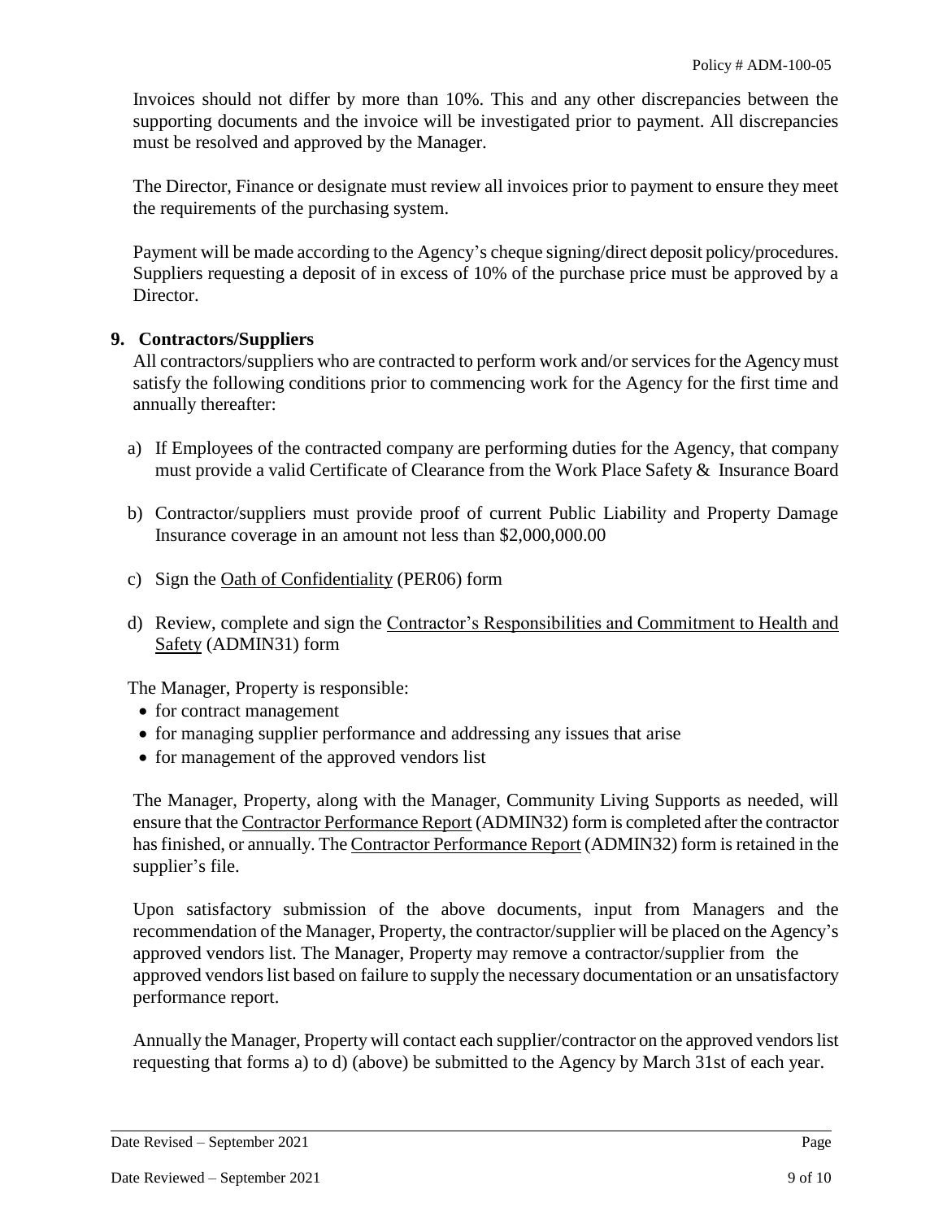Invoices should not differ by more than 10%. This and any other discrepancies between the supporting documents and the invoice will be investigated prior to payment. All discrepancies must be resolved and approved by the Manager.

The Director, Finance or designate must review all invoices prior to payment to ensure they meet the requirements of the purchasing system.

Payment will be made according to the Agency's cheque signing/direct deposit policy/procedures. Suppliers requesting a deposit of in excess of 10% of the purchase price must be approved by a Director.

## 9. Contractors/Suppliers

All contractors/suppliers who are contracted to perform work and/or services for the Agency must satisfy the following conditions prior to commencing work for the Agency for the first time and annually thereafter:

a) If Employees of the contracted company are performing duties for the Agency, that company must provide a valid Certificate of Clearance from the Work Place Safety & Insurance Board

b) Contractor/suppliers must provide proof of current Public Liability and Property Damage Insurance coverage in an amount not less than $2,000,000.00

c) Sign the Oath of Confidentiality (PER06) form

d) Review, complete and sign the Contractor's Responsibilities and Commitment to Health and Safety (ADMIN31) form

The Manager, Property is responsible:

- for contract management
- for managing supplier performance and addressing any issues that arise
- for management of the approved vendors list

The Manager, Property, along with the Manager, Community Living Supports as needed, will ensure that the Contractor Performance Report (ADMIN32) form is completed after the contractor has finished, or annually. The Contractor Performance Report (ADMIN32) form is retained in the supplier's file.

Upon satisfactory submission of the above documents, input from Managers and the recommendation of the Manager, Property, the contractor/supplier will be placed on the Agency's approved vendors list. The Manager, Property may remove a contractor/supplier from the approved vendors list based on failure to supply the necessary documentation or an unsatisfactory performance report.

Annually the Manager, Property will contact each supplier/contractor on the approved vendors list requesting that forms a) to d) (above) be submitted to the Agency by March 31st of each year.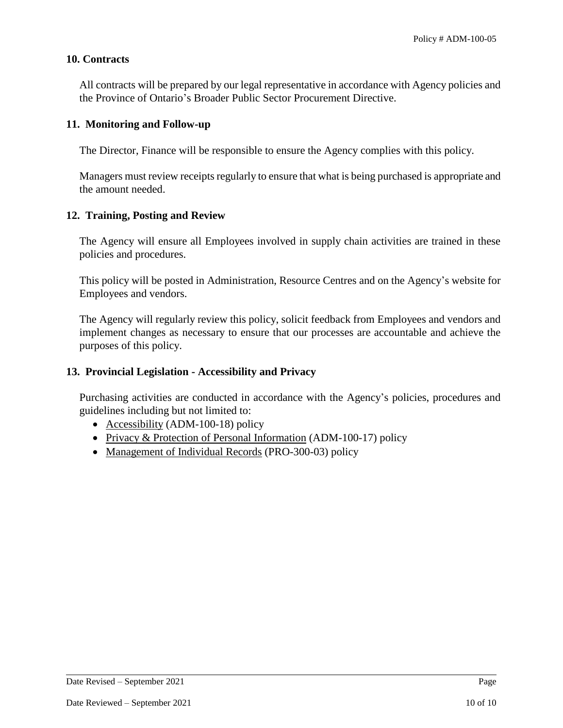## 10. Contracts

All contracts will be prepared by our legal representative in accordance with Agency policies and the Province of Ontario's Broader Public Sector Procurement Directive.

## 11. Monitoring and Follow-up

The Director, Finance will be responsible to ensure the Agency complies with this policy.

Managers must review receipts regularly to ensure that what is being purchased is appropriate and the amount needed.

## 12. Training, Posting and Review

The Agency will ensure all Employees involved in supply chain activities are trained in these policies and procedures.

This policy will be posted in Administration, Resource Centres and on the Agency's website for Employees and vendors.

The Agency will regularly review this policy, solicit feedback from Employees and vendors and implement changes as necessary to ensure that our processes are accountable and achieve the purposes of this policy.

## 13. Provincial Legislation - Accessibility and Privacy

Purchasing activities are conducted in accordance with the Agency's policies, procedures and guidelines including but not limited to:

- Accessibility (ADM-100-18) policy
- Privacy & Protection of Personal Information (ADM-100-17) policy
- Management of Individual Records (PRO-300-03) policy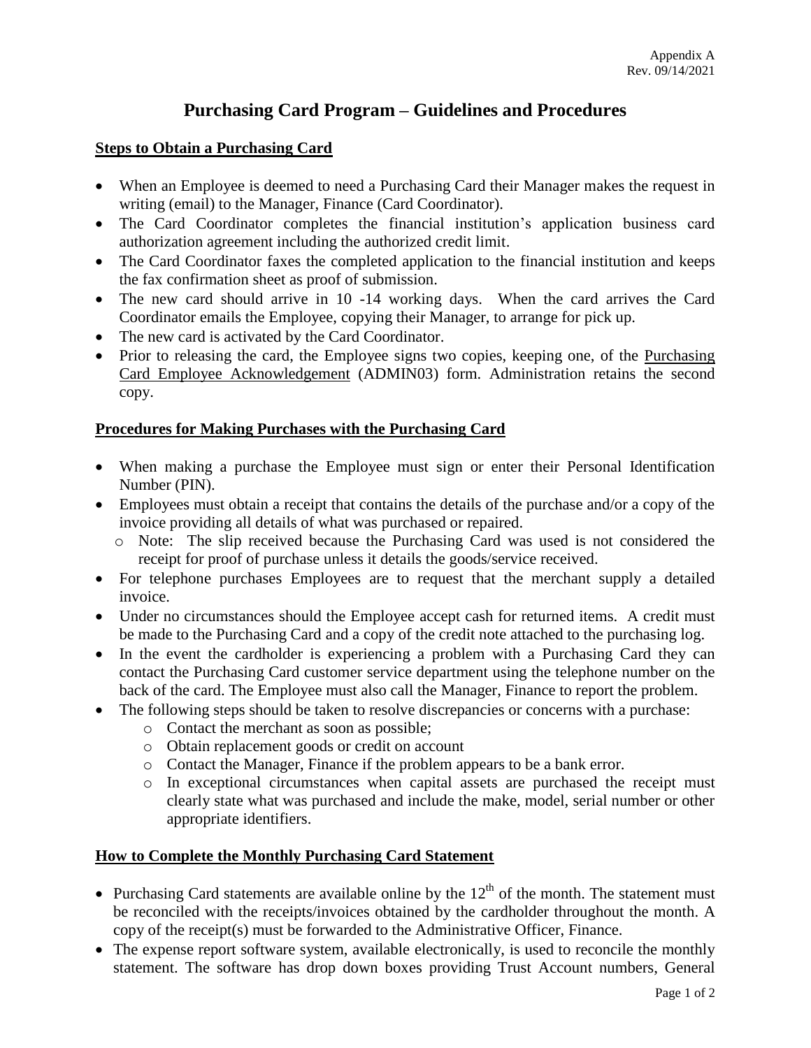Appendix A
Rev. 09/14/2021

# Purchasing Card Program – Guidelines and Procedures

## Steps to Obtain a Purchasing Card

- When an Employee is deemed to need a Purchasing Card their Manager makes the request in writing (email) to the Manager, Finance (Card Coordinator).
- The Card Coordinator completes the financial institution's application business card authorization agreement including the authorized credit limit.
- The Card Coordinator faxes the completed application to the financial institution and keeps the fax confirmation sheet as proof of submission.
- The new card should arrive in 10 -14 working days. When the card arrives the Card Coordinator emails the Employee, copying their Manager, to arrange for pick up.
- The new card is activated by the Card Coordinator.
- Prior to releasing the card, the Employee signs two copies, keeping one, of the Purchasing Card Employee Acknowledgement (ADMIN03) form. Administration retains the second copy.

## Procedures for Making Purchases with the Purchasing Card

- When making a purchase the Employee must sign or enter their Personal Identification Number (PIN).
- Employees must obtain a receipt that contains the details of the purchase and/or a copy of the invoice providing all details of what was purchased or repaired.
  - Note: The slip received because the Purchasing Card was used is not considered the receipt for proof of purchase unless it details the goods/service received.
- For telephone purchases Employees are to request that the merchant supply a detailed invoice.
- Under no circumstances should the Employee accept cash for returned items. A credit must be made to the Purchasing Card and a copy of the credit note attached to the purchasing log.
- In the event the cardholder is experiencing a problem with a Purchasing Card they can contact the Purchasing Card customer service department using the telephone number on the back of the card. The Employee must also call the Manager, Finance to report the problem.
- The following steps should be taken to resolve discrepancies or concerns with a purchase:
  - Contact the merchant as soon as possible;
  - Obtain replacement goods or credit on account
  - Contact the Manager, Finance if the problem appears to be a bank error.
  - In exceptional circumstances when capital assets are purchased the receipt must clearly state what was purchased and include the make, model, serial number or other appropriate identifiers.

## How to Complete the Monthly Purchasing Card Statement

- Purchasing Card statements are available online by the 12th of the month. The statement must be reconciled with the receipts/invoices obtained by the cardholder throughout the month. A copy of the receipt(s) must be forwarded to the Administrative Officer, Finance.
- The expense report software system, available electronically, is used to reconcile the monthly statement. The software has drop down boxes providing Trust Account numbers, General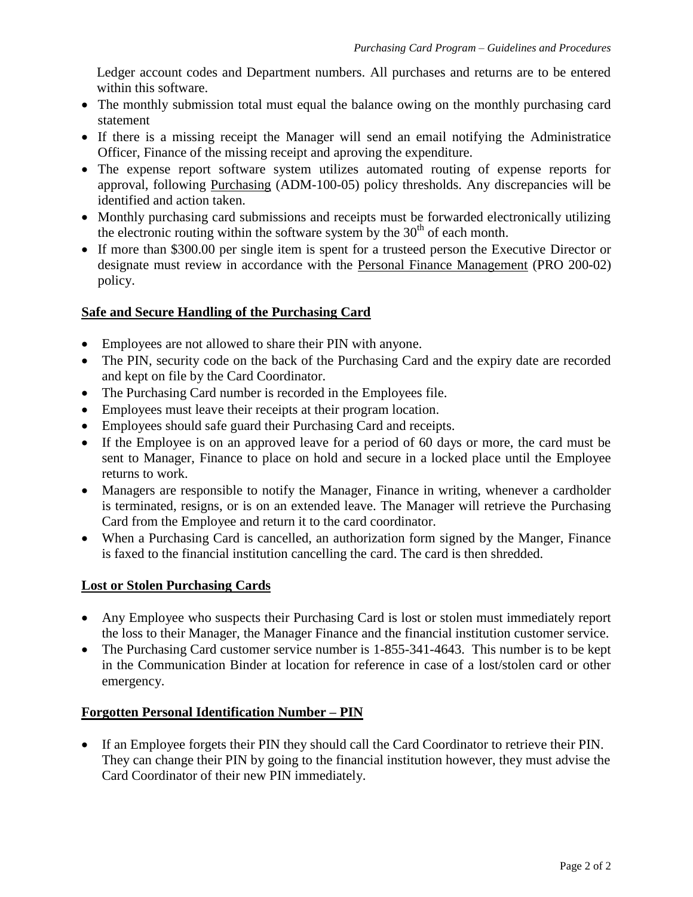Ledger account codes and Department numbers. All purchases and returns are to be entered within this software.

- The monthly submission total must equal the balance owing on the monthly purchasing card statement
- If there is a missing receipt the Manager will send an email notifying the Administratice Officer, Finance of the missing receipt and aproving the expenditure.
- The expense report software system utilizes automated routing of expense reports for approval, following Purchasing (ADM-100-05) policy thresholds. Any discrepancies will be identified and action taken.
- Monthly purchasing card submissions and receipts must be forwarded electronically utilizing the electronic routing within the software system by the 30th of each month.
- If more than $300.00 per single item is spent for a trusteed person the Executive Director or designate must review in accordance with the Personal Finance Management (PRO 200-02) policy.

## Safe and Secure Handling of the Purchasing Card

- Employees are not allowed to share their PIN with anyone.
- The PIN, security code on the back of the Purchasing Card and the expiry date are recorded and kept on file by the Card Coordinator.
- The Purchasing Card number is recorded in the Employees file.
- Employees must leave their receipts at their program location.
- Employees should safe guard their Purchasing Card and receipts.
- If the Employee is on an approved leave for a period of 60 days or more, the card must be sent to Manager, Finance to place on hold and secure in a locked place until the Employee returns to work.
- Managers are responsible to notify the Manager, Finance in writing, whenever a cardholder is terminated, resigns, or is on an extended leave. The Manager will retrieve the Purchasing Card from the Employee and return it to the card coordinator.
- When a Purchasing Card is cancelled, an authorization form signed by the Manger, Finance is faxed to the financial institution cancelling the card. The card is then shredded.

## Lost or Stolen Purchasing Cards

- Any Employee who suspects their Purchasing Card is lost or stolen must immediately report the loss to their Manager, the Manager Finance and the financial institution customer service.
- The Purchasing Card customer service number is 1-855-341-4643. This number is to be kept in the Communication Binder at location for reference in case of a lost/stolen card or other emergency.

## Forgotten Personal Identification Number – PIN

- If an Employee forgets their PIN they should call the Card Coordinator to retrieve their PIN. They can change their PIN by going to the financial institution however, they must advise the Card Coordinator of their new PIN immediately.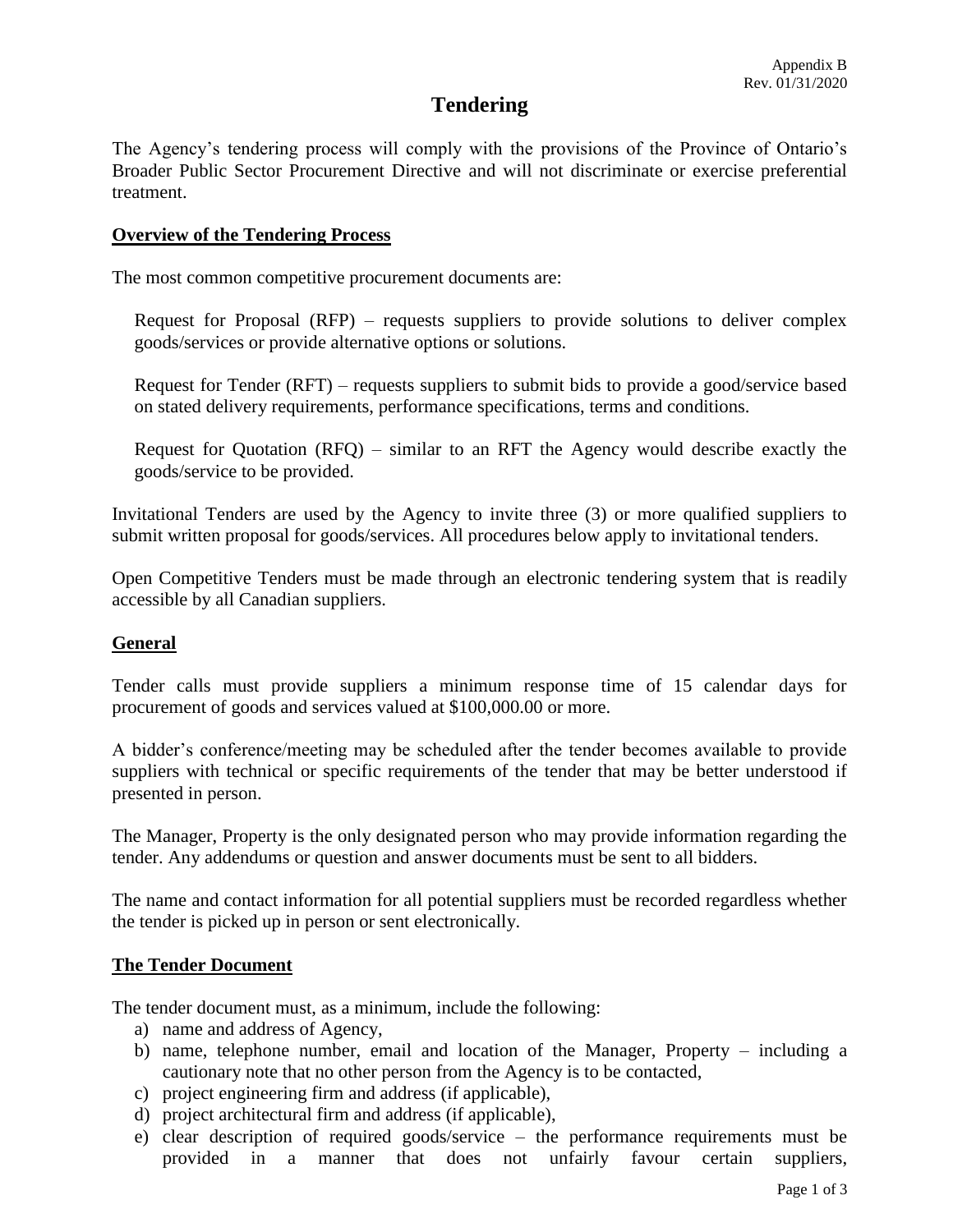Appendix B
Rev. 01/31/2020

# Tendering

The Agency's tendering process will comply with the provisions of the Province of Ontario's Broader Public Sector Procurement Directive and will not discriminate or exercise preferential treatment.

## Overview of the Tendering Process

The most common competitive procurement documents are:

Request for Proposal (RFP) – requests suppliers to provide solutions to deliver complex goods/services or provide alternative options or solutions.

Request for Tender (RFT) – requests suppliers to submit bids to provide a good/service based on stated delivery requirements, performance specifications, terms and conditions.

Request for Quotation (RFQ) – similar to an RFT the Agency would describe exactly the goods/service to be provided.

Invitational Tenders are used by the Agency to invite three (3) or more qualified suppliers to submit written proposal for goods/services. All procedures below apply to invitational tenders.

Open Competitive Tenders must be made through an electronic tendering system that is readily accessible by all Canadian suppliers.

## General

Tender calls must provide suppliers a minimum response time of 15 calendar days for procurement of goods and services valued at $100,000.00 or more.

A bidder's conference/meeting may be scheduled after the tender becomes available to provide suppliers with technical or specific requirements of the tender that may be better understood if presented in person.

The Manager, Property is the only designated person who may provide information regarding the tender. Any addendums or question and answer documents must be sent to all bidders.

The name and contact information for all potential suppliers must be recorded regardless whether the tender is picked up in person or sent electronically.

## The Tender Document

The tender document must, as a minimum, include the following:

a) name and address of Agency,
b) name, telephone number, email and location of the Manager, Property – including a cautionary note that no other person from the Agency is to be contacted,
c) project engineering firm and address (if applicable),
d) project architectural firm and address (if applicable),
e) clear description of required goods/service – the performance requirements must be provided in a manner that does not unfairly favour certain suppliers,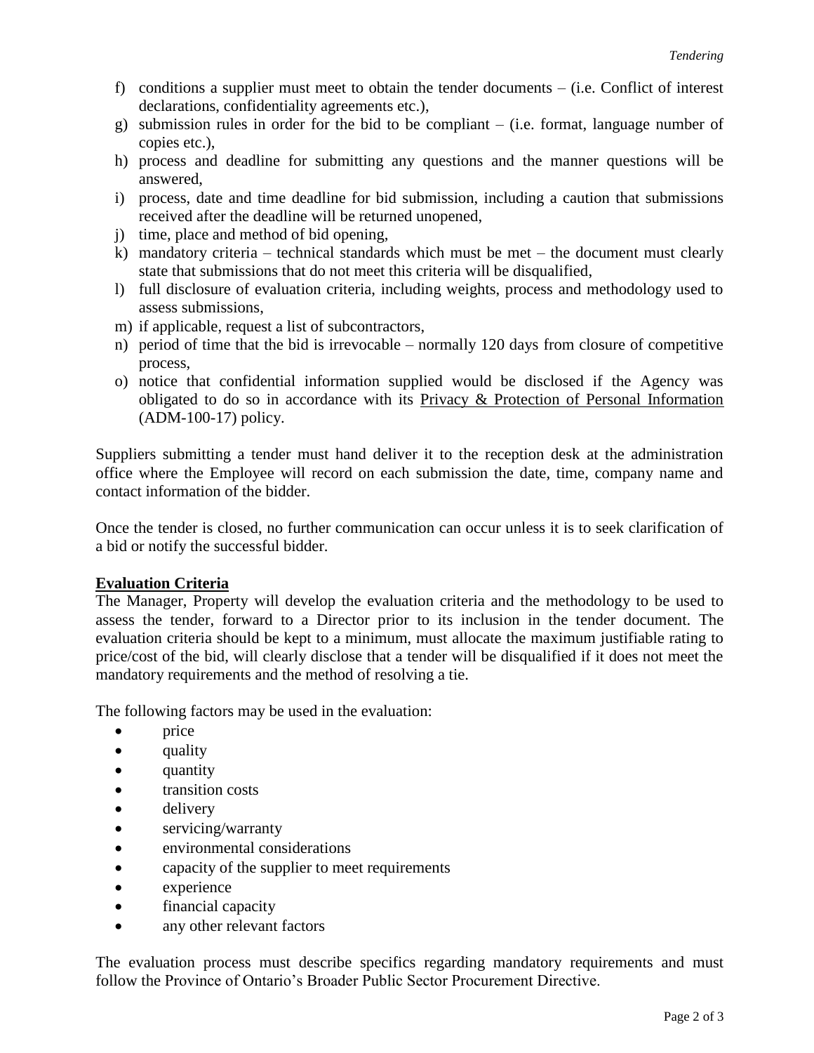f) conditions a supplier must meet to obtain the tender documents – (i.e. Conflict of interest declarations, confidentiality agreements etc.),
g) submission rules in order for the bid to be compliant – (i.e. format, language number of copies etc.),
h) process and deadline for submitting any questions and the manner questions will be answered,
i) process, date and time deadline for bid submission, including a caution that submissions received after the deadline will be returned unopened,
j) time, place and method of bid opening,
k) mandatory criteria – technical standards which must be met – the document must clearly state that submissions that do not meet this criteria will be disqualified,
l) full disclosure of evaluation criteria, including weights, process and methodology used to assess submissions,
m) if applicable, request a list of subcontractors,
n) period of time that the bid is irrevocable – normally 120 days from closure of competitive process,
o) notice that confidential information supplied would be disclosed if the Agency was obligated to do so in accordance with its Privacy & Protection of Personal Information (ADM-100-17) policy.

Suppliers submitting a tender must hand deliver it to the reception desk at the administration office where the Employee will record on each submission the date, time, company name and contact information of the bidder.

Once the tender is closed, no further communication can occur unless it is to seek clarification of a bid or notify the successful bidder.

**Evaluation Criteria**

The Manager, Property will develop the evaluation criteria and the methodology to be used to assess the tender, forward to a Director prior to its inclusion in the tender document. The evaluation criteria should be kept to a minimum, must allocate the maximum justifiable rating to price/cost of the bid, will clearly disclose that a tender will be disqualified if it does not meet the mandatory requirements and the method of resolving a tie.

The following factors may be used in the evaluation:

- price
- quality
- quantity
- transition costs
- delivery
- servicing/warranty
- environmental considerations
- capacity of the supplier to meet requirements
- experience
- financial capacity
- any other relevant factors

The evaluation process must describe specifics regarding mandatory requirements and must follow the Province of Ontario's Broader Public Sector Procurement Directive.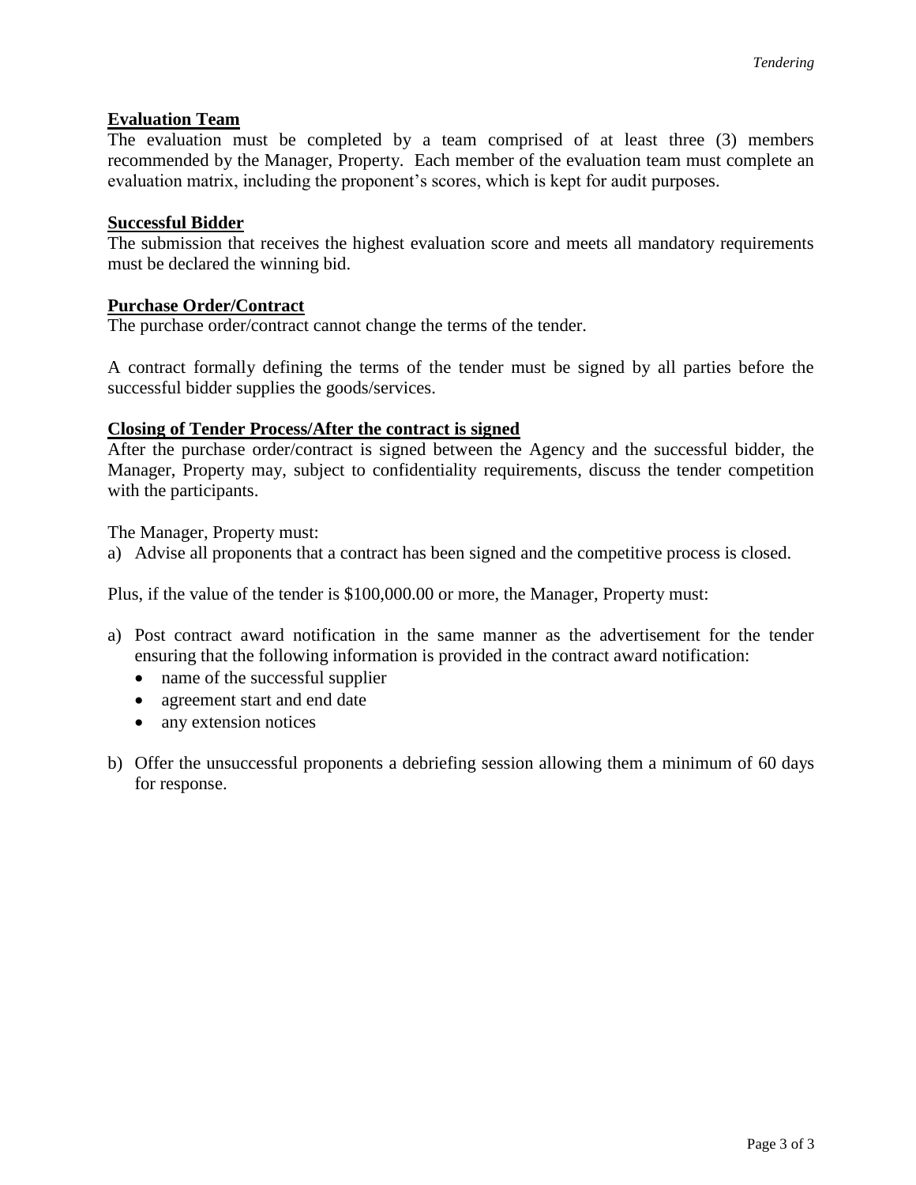## Evaluation Team

The evaluation must be completed by a team comprised of at least three (3) members recommended by the Manager, Property. Each member of the evaluation team must complete an evaluation matrix, including the proponent's scores, which is kept for audit purposes.

## Successful Bidder

The submission that receives the highest evaluation score and meets all mandatory requirements must be declared the winning bid.

## Purchase Order/Contract

The purchase order/contract cannot change the terms of the tender.

A contract formally defining the terms of the tender must be signed by all parties before the successful bidder supplies the goods/services.

## Closing of Tender Process/After the contract is signed

After the purchase order/contract is signed between the Agency and the successful bidder, the Manager, Property may, subject to confidentiality requirements, discuss the tender competition with the participants.

The Manager, Property must:

a) Advise all proponents that a contract has been signed and the competitive process is closed.

Plus, if the value of the tender is $100,000.00 or more, the Manager, Property must:

a) Post contract award notification in the same manner as the advertisement for the tender ensuring that the following information is provided in the contract award notification:
   - name of the successful supplier
   - agreement start and end date
   - any extension notices

b) Offer the unsuccessful proponents a debriefing session allowing them a minimum of 60 days for response.